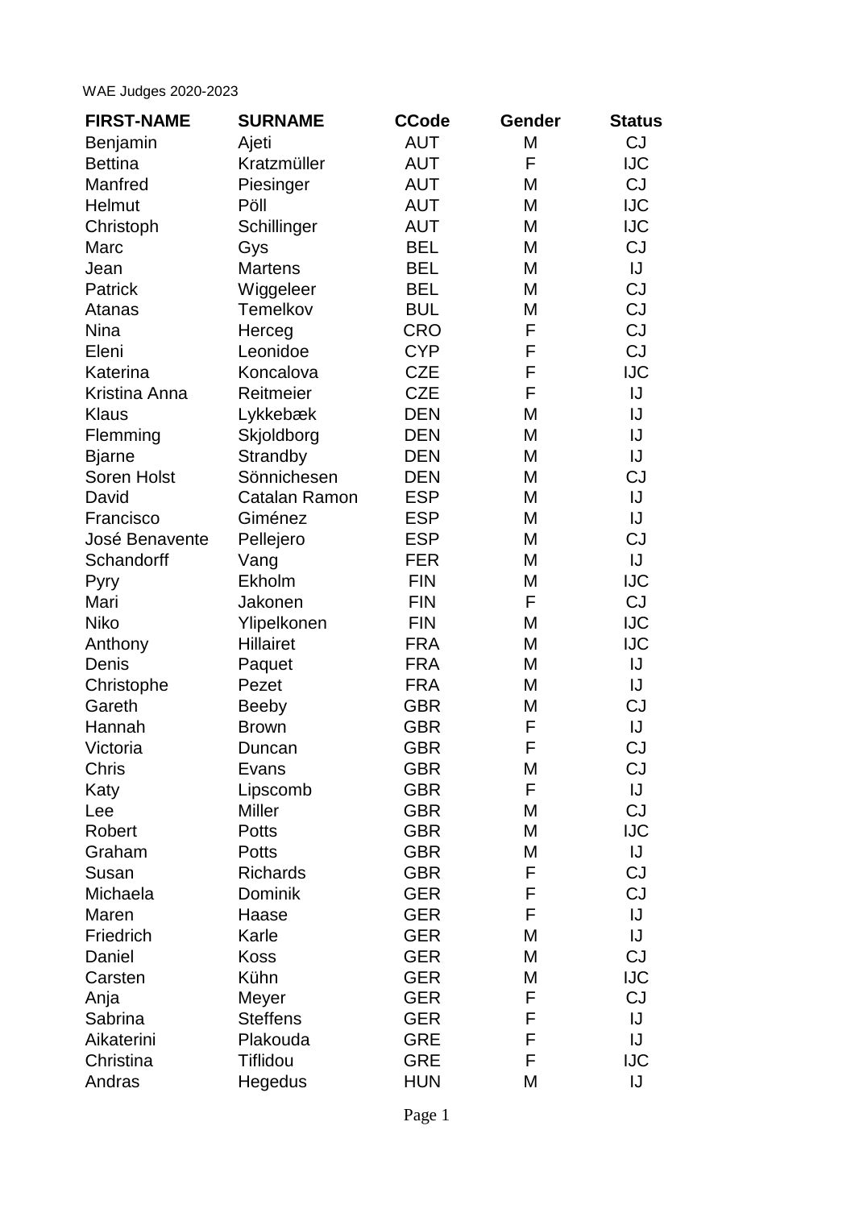WAE Judges 2020-2023

| FIRST-NAME | SURNAME | CCode | Gender | Status |
|---|---|---|---|---|
| Benjamin | Ajeti | AUT | M | CJ |
| Bettina | Kratzmüller | AUT | F | IJC |
| Manfred | Piesinger | AUT | M | CJ |
| Helmut | Pöll | AUT | M | IJC |
| Christoph | Schillinger | AUT | M | IJC |
| Marc | Gys | BEL | M | CJ |
| Jean | Martens | BEL | M | IJ |
| Patrick | Wiggeleer | BEL | M | CJ |
| Atanas | Temelkov | BUL | M | CJ |
| Nina | Herceg | CRO | F | CJ |
| Eleni | Leonidoe | CYP | F | CJ |
| Katerina | Koncalova | CZE | F | IJC |
| Kristina Anna | Reitmeier | CZE | F | IJ |
| Klaus | Lykkebæk | DEN | M | IJ |
| Flemming | Skjoldborg | DEN | M | IJ |
| Bjarne | Strandby | DEN | M | IJ |
| Soren Holst | Sönnichesen | DEN | M | CJ |
| David | Catalan Ramon | ESP | M | IJ |
| Francisco | Giménez | ESP | M | IJ |
| José Benavente | Pellejero | ESP | M | CJ |
| Schandorff | Vang | FER | M | IJ |
| Pyry | Ekholm | FIN | M | IJC |
| Mari | Jakonen | FIN | F | CJ |
| Niko | Ylipelkonen | FIN | M | IJC |
| Anthony | Hillairet | FRA | M | IJC |
| Denis | Paquet | FRA | M | IJ |
| Christophe | Pezet | FRA | M | IJ |
| Gareth | Beeby | GBR | M | CJ |
| Hannah | Brown | GBR | F | IJ |
| Victoria | Duncan | GBR | F | CJ |
| Chris | Evans | GBR | M | CJ |
| Katy | Lipscomb | GBR | F | IJ |
| Lee | Miller | GBR | M | CJ |
| Robert | Potts | GBR | M | IJC |
| Graham | Potts | GBR | M | IJ |
| Susan | Richards | GBR | F | CJ |
| Michaela | Dominik | GER | F | CJ |
| Maren | Haase | GER | F | IJ |
| Friedrich | Karle | GER | M | IJ |
| Daniel | Koss | GER | M | CJ |
| Carsten | Kühn | GER | M | IJC |
| Anja | Meyer | GER | F | CJ |
| Sabrina | Steffens | GER | F | IJ |
| Aikaterini | Plakouda | GRE | F | IJ |
| Christina | Tiflidou | GRE | F | IJC |
| Andras | Hegedus | HUN | M | IJ |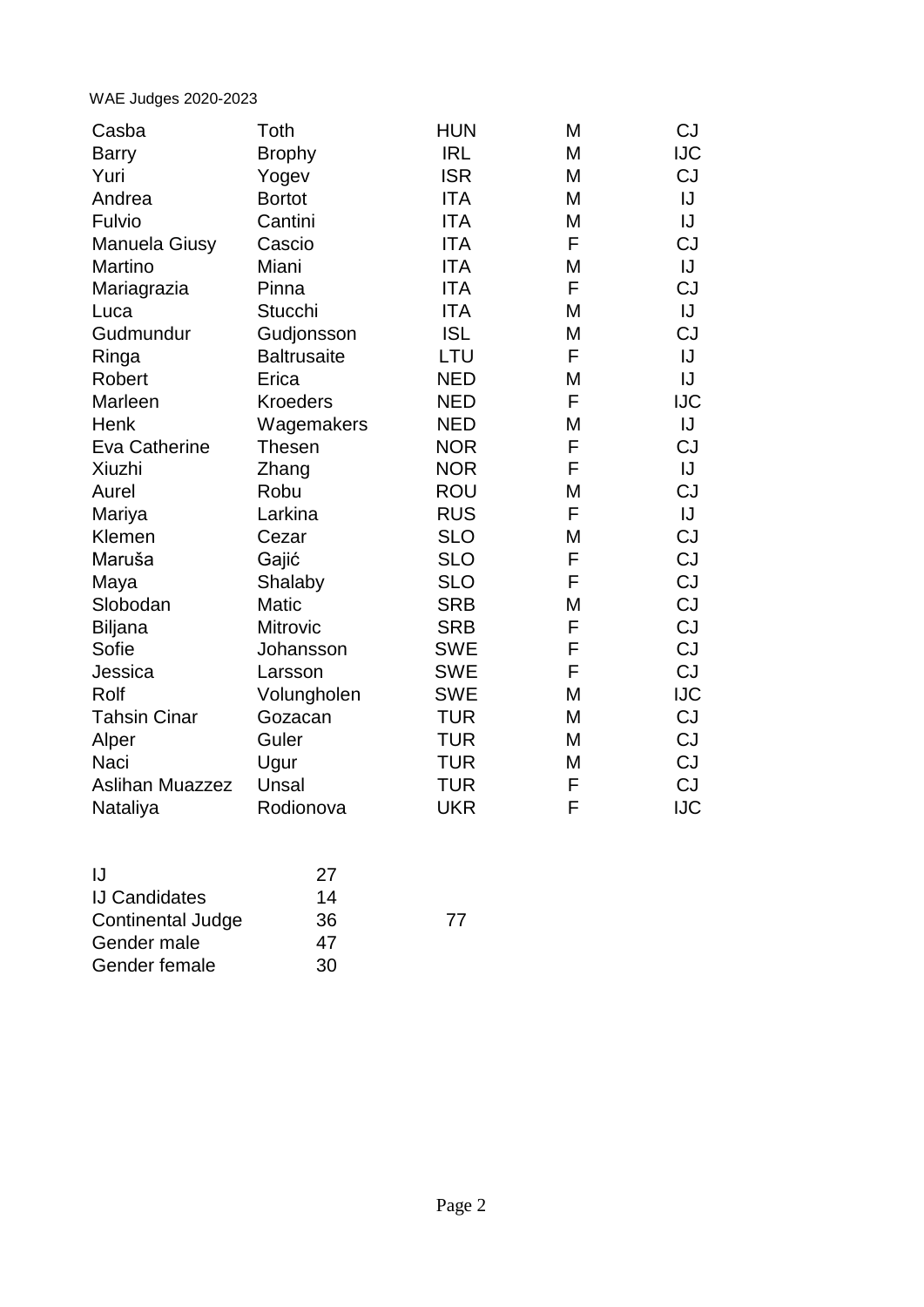WAE Judges 2020-2023

| | | | | |
|---|---|---|---|---|
| Casba | Toth | HUN | M | CJ |
| Barry | Brophy | IRL | M | IJC |
| Yuri | Yogev | ISR | M | CJ |
| Andrea | Bortot | ITA | M | IJ |
| Fulvio | Cantini | ITA | M | IJ |
| Manuela Giusy | Cascio | ITA | F | CJ |
| Martino | Miani | ITA | M | IJ |
| Mariagrazia | Pinna | ITA | F | CJ |
| Luca | Stucchi | ITA | M | IJ |
| Gudmundur | Gudjonsson | ISL | M | CJ |
| Ringa | Baltrusaite | LTU | F | IJ |
| Robert | Erica | NED | M | IJ |
| Marleen | Kroeders | NED | F | IJC |
| Henk | Wagemakers | NED | M | IJ |
| Eva Catherine | Thesen | NOR | F | CJ |
| Xiuzhi | Zhang | NOR | F | IJ |
| Aurel | Robu | ROU | M | CJ |
| Mariya | Larkina | RUS | F | IJ |
| Klemen | Cezar | SLO | M | CJ |
| Maruša | Gajić | SLO | F | CJ |
| Maya | Shalaby | SLO | F | CJ |
| Slobodan | Matic | SRB | M | CJ |
| Biljana | Mitrovic | SRB | F | CJ |
| Sofie | Johansson | SWE | F | CJ |
| Jessica | Larsson | SWE | F | CJ |
| Rolf | Volungholen | SWE | M | IJC |
| Tahsin Cinar | Gozacan | TUR | M | CJ |
| Alper | Guler | TUR | M | CJ |
| Naci | Ugur | TUR | M | CJ |
| Aslihan Muazzez | Unsal | TUR | F | CJ |
| Nataliya | Rodionova | UKR | F | IJC |

| | | |
|---|---|---|
| IJ | 27 | |
| IJ Candidates | 14 | |
| Continental Judge | 36 | 77 |
| Gender male | 47 | |
| Gender female | 30 | |